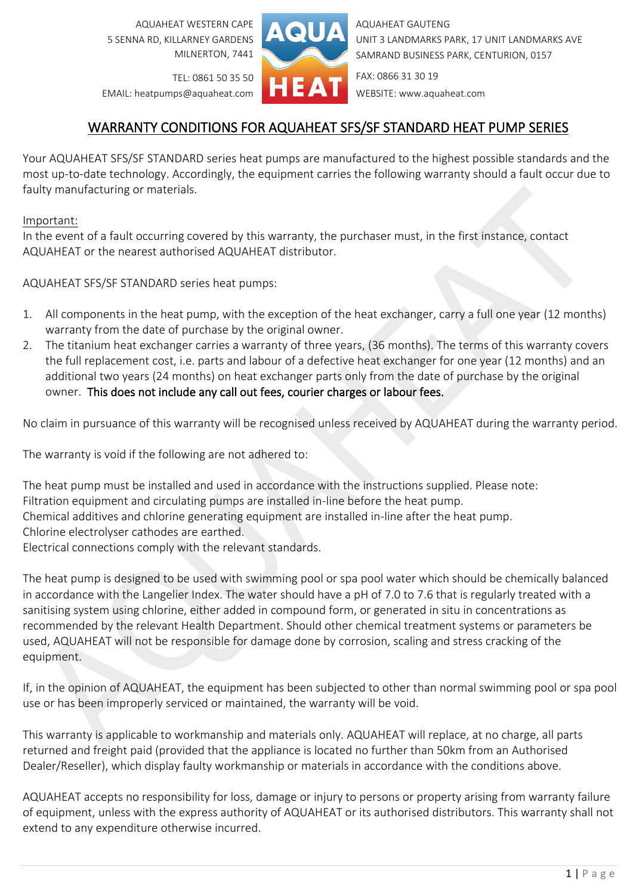AQUAHEAT WESTERN CAPE
5 SENNA RD, KILLARNEY GARDENS
MILNERTON, 7441

TEL: 0861 50 35 50
EMAIL: heatpumps@aquaheat.com

AQUAHEAT GAUTENG
UNIT 3 LANDMARKS PARK, 17 UNIT LANDMARKS AVE
SAMRAND BUSINESS PARK, CENTURION, 0157

FAX: 0866 31 30 19
WEBSITE: www.aquaheat.com

# WARRANTY CONDITIONS FOR AQUAHEAT SFS/SF STANDARD HEAT PUMP SERIES

Your AQUAHEAT SFS/SF STANDARD series heat pumps are manufactured to the highest possible standards and the most up-to-date technology. Accordingly, the equipment carries the following warranty should a fault occur due to faulty manufacturing or materials.

Important:
In the event of a fault occurring covered by this warranty, the purchaser must, in the first instance, contact AQUAHEAT or the nearest authorised AQUAHEAT distributor.

AQUAHEAT SFS/SF STANDARD series heat pumps:

1. All components in the heat pump, with the exception of the heat exchanger, carry a full one year (12 months) warranty from the date of purchase by the original owner.
2. The titanium heat exchanger carries a warranty of three years, (36 months). The terms of this warranty covers the full replacement cost, i.e. parts and labour of a defective heat exchanger for one year (12 months) and an additional two years (24 months) on heat exchanger parts only from the date of purchase by the original owner. This does not include any call out fees, courier charges or labour fees.

No claim in pursuance of this warranty will be recognised unless received by AQUAHEAT during the warranty period.

The warranty is void if the following are not adhered to:

The heat pump must be installed and used in accordance with the instructions supplied. Please note:
Filtration equipment and circulating pumps are installed in-line before the heat pump.
Chemical additives and chlorine generating equipment are installed in-line after the heat pump.
Chlorine electrolyser cathodes are earthed.
Electrical connections comply with the relevant standards.

The heat pump is designed to be used with swimming pool or spa pool water which should be chemically balanced in accordance with the Langelier Index. The water should have a pH of 7.0 to 7.6 that is regularly treated with a sanitising system using chlorine, either added in compound form, or generated in situ in concentrations as recommended by the relevant Health Department. Should other chemical treatment systems or parameters be used, AQUAHEAT will not be responsible for damage done by corrosion, scaling and stress cracking of the equipment.

If, in the opinion of AQUAHEAT, the equipment has been subjected to other than normal swimming pool or spa pool use or has been improperly serviced or maintained, the warranty will be void.

This warranty is applicable to workmanship and materials only. AQUAHEAT will replace, at no charge, all parts returned and freight paid (provided that the appliance is located no further than 50km from an Authorised Dealer/Reseller), which display faulty workmanship or materials in accordance with the conditions above.

AQUAHEAT accepts no responsibility for loss, damage or injury to persons or property arising from warranty failure of equipment, unless with the express authority of AQUAHEAT or its authorised distributors. This warranty shall not extend to any expenditure otherwise incurred.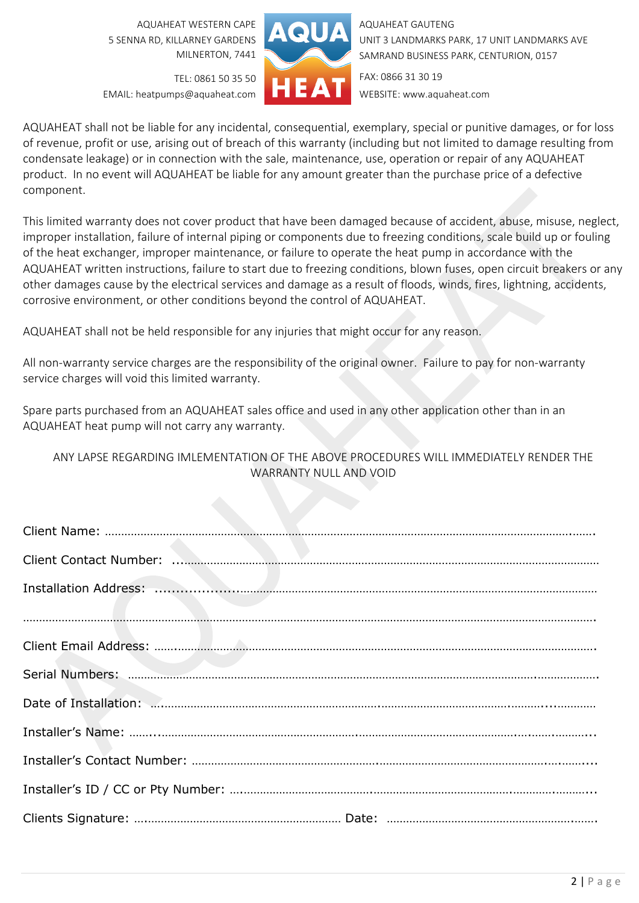AQUAHEAT WESTERN CAPE
5 SENNA RD, KILLARNEY GARDENS
MILNERTON, 7441

TEL: 0861 50 35 50
EMAIL: heatpumps@aquaheat.com

AQUAHEAT GAUTENG
UNIT 3 LANDMARKS PARK, 17 UNIT LANDMARKS AVE
SAMRAND BUSINESS PARK, CENTURION, 0157

FAX: 0866 31 30 19
WEBSITE: www.aquaheat.com

AQUAHEAT shall not be liable for any incidental, consequential, exemplary, special or punitive damages, or for loss of revenue, profit or use, arising out of breach of this warranty (including but not limited to damage resulting from condensate leakage) or in connection with the sale, maintenance, use, operation or repair of any AQUAHEAT product. In no event will AQUAHEAT be liable for any amount greater than the purchase price of a defective component.

This limited warranty does not cover product that have been damaged because of accident, abuse, misuse, neglect, improper installation, failure of internal piping or components due to freezing conditions, scale build up or fouling of the heat exchanger, improper maintenance, or failure to operate the heat pump in accordance with the AQUAHEAT written instructions, failure to start due to freezing conditions, blown fuses, open circuit breakers or any other damages cause by the electrical services and damage as a result of floods, winds, fires, lightning, accidents, corrosive environment, or other conditions beyond the control of AQUAHEAT.

AQUAHEAT shall not be held responsible for any injuries that might occur for any reason.

All non-warranty service charges are the responsibility of the original owner. Failure to pay for non-warranty service charges will void this limited warranty.

Spare parts purchased from an AQUAHEAT sales office and used in any other application other than in an AQUAHEAT heat pump will not carry any warranty.

ANY LAPSE REGARDING IMLEMENTATION OF THE ABOVE PROCEDURES WILL IMMEDIATELY RENDER THE WARRANTY NULL AND VOID

Client Name: ……………………………………………………………………………………………………………

Client Contact Number: ……………………………………………………………………………………………

Installation Address: …………………………………………………………………………………………………

……………………………………………………………………………………………………………………………

Client Email Address: ………………………………………………………………………………………………

Serial Numbers: ………………………………………………………………………………………………………

Date of Installation: …………………………………………………………………………………………………

Installer's Name: ………………………………………………………………………………………………………

Installer's Contact Number: ………………………………………………………………………………………

Installer's ID / CC or Pty Number: ………………………………………………………………………………

Clients Signature: ……………………………………………………… Date: ……………………………………………